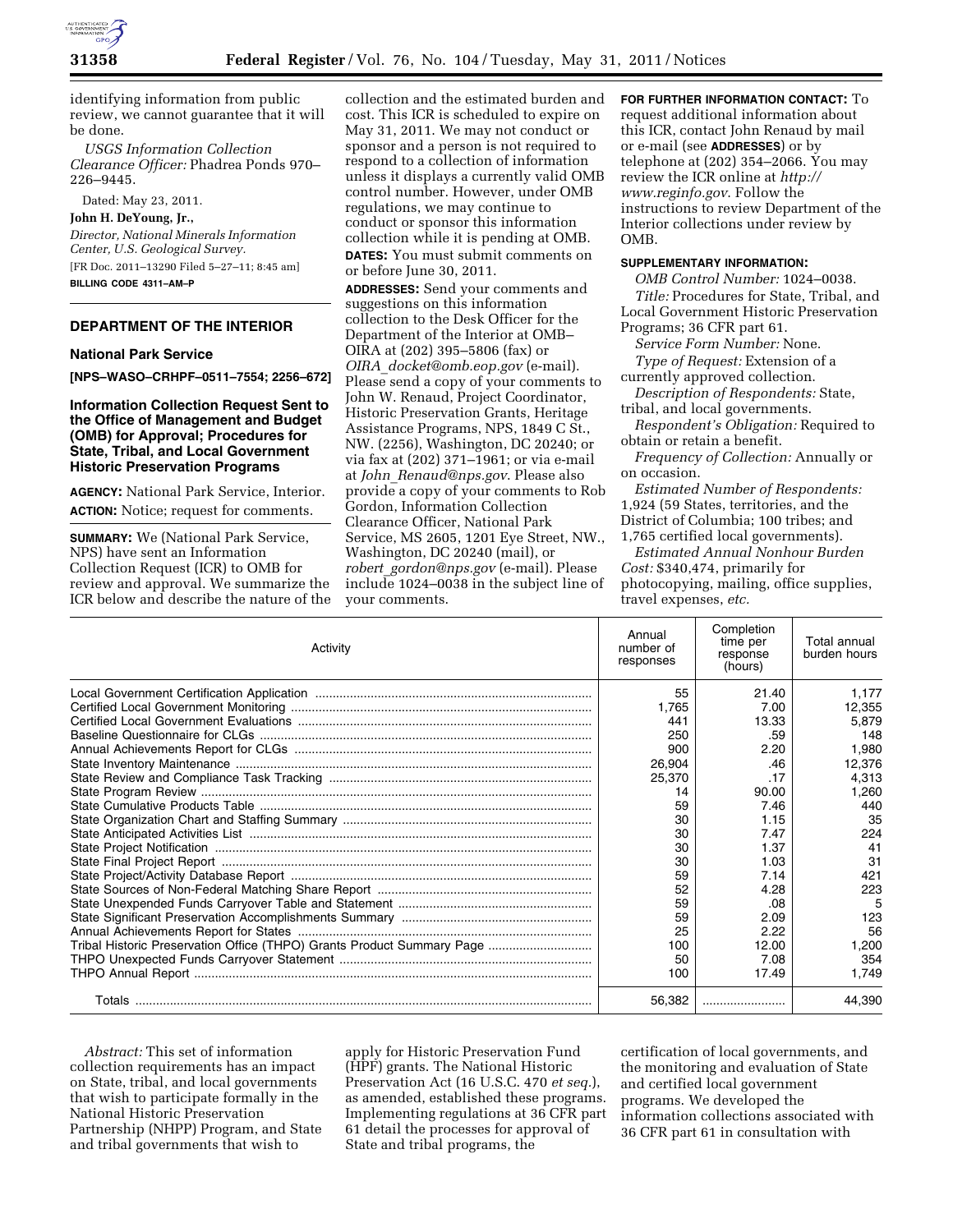identifying information from public review, we cannot guarantee that it will be done.

*USGS Information Collection Clearance Officer:* Phadrea Ponds 970–226–9445.

Dated: May 23, 2011.

**John H. DeYoung, Jr.,**

*Director, National Minerals Information Center, U.S. Geological Survey.*

[FR Doc. 2011–13290 Filed 5–27–11; 8:45 am]

**BILLING CODE 4311–AM–P**

## DEPARTMENT OF THE INTERIOR

### National Park Service

**[NPS–WASO–CRHPF–0511–7554; 2256–672]**

### Information Collection Request Sent to the Office of Management and Budget (OMB) for Approval; Procedures for State, Tribal, and Local Government Historic Preservation Programs

**AGENCY:** National Park Service, Interior.

**ACTION:** Notice; request for comments.

**SUMMARY:** We (National Park Service, NPS) have sent an Information Collection Request (ICR) to OMB for review and approval. We summarize the ICR below and describe the nature of the collection and the estimated burden and cost. This ICR is scheduled to expire on May 31, 2011. We may not conduct or sponsor and a person is not required to respond to a collection of information unless it displays a currently valid OMB control number. However, under OMB regulations, we may continue to conduct or sponsor this information collection while it is pending at OMB.

**DATES:** You must submit comments on or before June 30, 2011.

**ADDRESSES:** Send your comments and suggestions on this information collection to the Desk Officer for the Department of the Interior at OMB–OIRA at (202) 395–5806 (fax) or *OIRA_docket@omb.eop.gov* (e-mail). Please send a copy of your comments to John W. Renaud, Project Coordinator, Historic Preservation Grants, Heritage Assistance Programs, NPS, 1849 C St., NW. (2256), Washington, DC 20240; or via fax at (202) 371–1961; or via e-mail at *John_Renaud@nps.gov.* Please also provide a copy of your comments to Rob Gordon, Information Collection Clearance Officer, National Park Service, MS 2605, 1201 Eye Street, NW., Washington, DC 20240 (mail), or *robert_gordon@nps.gov* (e-mail). Please include 1024–0038 in the subject line of your comments.

**FOR FURTHER INFORMATION CONTACT:** To request additional information about this ICR, contact John Renaud by mail or e-mail (see **ADDRESSES**) or by telephone at (202) 354–2066. You may review the ICR online at *http://www.reginfo.gov.* Follow the instructions to review Department of the Interior collections under review by OMB.

**SUPPLEMENTARY INFORMATION:**

*OMB Control Number:* 1024–0038.

*Title:* Procedures for State, Tribal, and Local Government Historic Preservation Programs; 36 CFR part 61.

*Service Form Number:* None.

*Type of Request:* Extension of a currently approved collection.

*Description of Respondents:* State, tribal, and local governments.

*Respondent's Obligation:* Required to obtain or retain a benefit.

*Frequency of Collection:* Annually or on occasion.

*Estimated Number of Respondents:* 1,924 (59 States, territories, and the District of Columbia; 100 tribes; and 1,765 certified local governments).

*Estimated Annual Nonhour Burden Cost:* $340,474, primarily for photocopying, mailing, office supplies, travel expenses, *etc.*

| Activity | Annual number of responses | Completion time per response (hours) | Total annual burden hours |
|---|---|---|---|
| Local Government Certification Application | 55 | 21.40 | 1,177 |
| Certified Local Government Monitoring | 1,765 | 7.00 | 12,355 |
| Certified Local Government Evaluations | 441 | 13.33 | 5,879 |
| Baseline Questionnaire for CLGs | 250 | .59 | 148 |
| Annual Achievements Report for CLGs | 900 | 2.20 | 1,980 |
| State Inventory Maintenance | 26,904 | .46 | 12,376 |
| State Review and Compliance Task Tracking | 25,370 | .17 | 4,313 |
| State Program Review | 14 | 90.00 | 1,260 |
| State Cumulative Products Table | 59 | 7.46 | 440 |
| State Organization Chart and Staffing Summary | 30 | 1.15 | 35 |
| State Anticipated Activities List | 30 | 7.47 | 224 |
| State Project Notification | 30 | 1.37 | 41 |
| State Final Project Report | 30 | 1.03 | 31 |
| State Project/Activity Database Report | 59 | 7.14 | 421 |
| State Sources of Non-Federal Matching Share Report | 52 | 4.28 | 223 |
| State Unexpended Funds Carryover Table and Statement | 59 | .08 | 5 |
| State Significant Preservation Accomplishments Summary | 59 | 2.09 | 123 |
| Annual Achievements Report for States | 25 | 2.22 | 56 |
| Tribal Historic Preservation Office (THPO) Grants Product Summary Page | 100 | 12.00 | 1,200 |
| THPO Unexpected Funds Carryover Statement | 50 | 7.08 | 354 |
| THPO Annual Report | 100 | 17.49 | 1,749 |
| Totals | 56,382 | | 44,390 |

*Abstract:* This set of information collection requirements has an impact on State, tribal, and local governments that wish to participate formally in the National Historic Preservation Partnership (NHPP) Program, and State and tribal governments that wish to apply for Historic Preservation Fund (HPF) grants. The National Historic Preservation Act (16 U.S.C. 470 *et seq.*), as amended, established these programs. Implementing regulations at 36 CFR part 61 detail the processes for approval of State and tribal programs, the certification of local governments, and the monitoring and evaluation of State and certified local government programs. We developed the information collections associated with 36 CFR part 61 in consultation with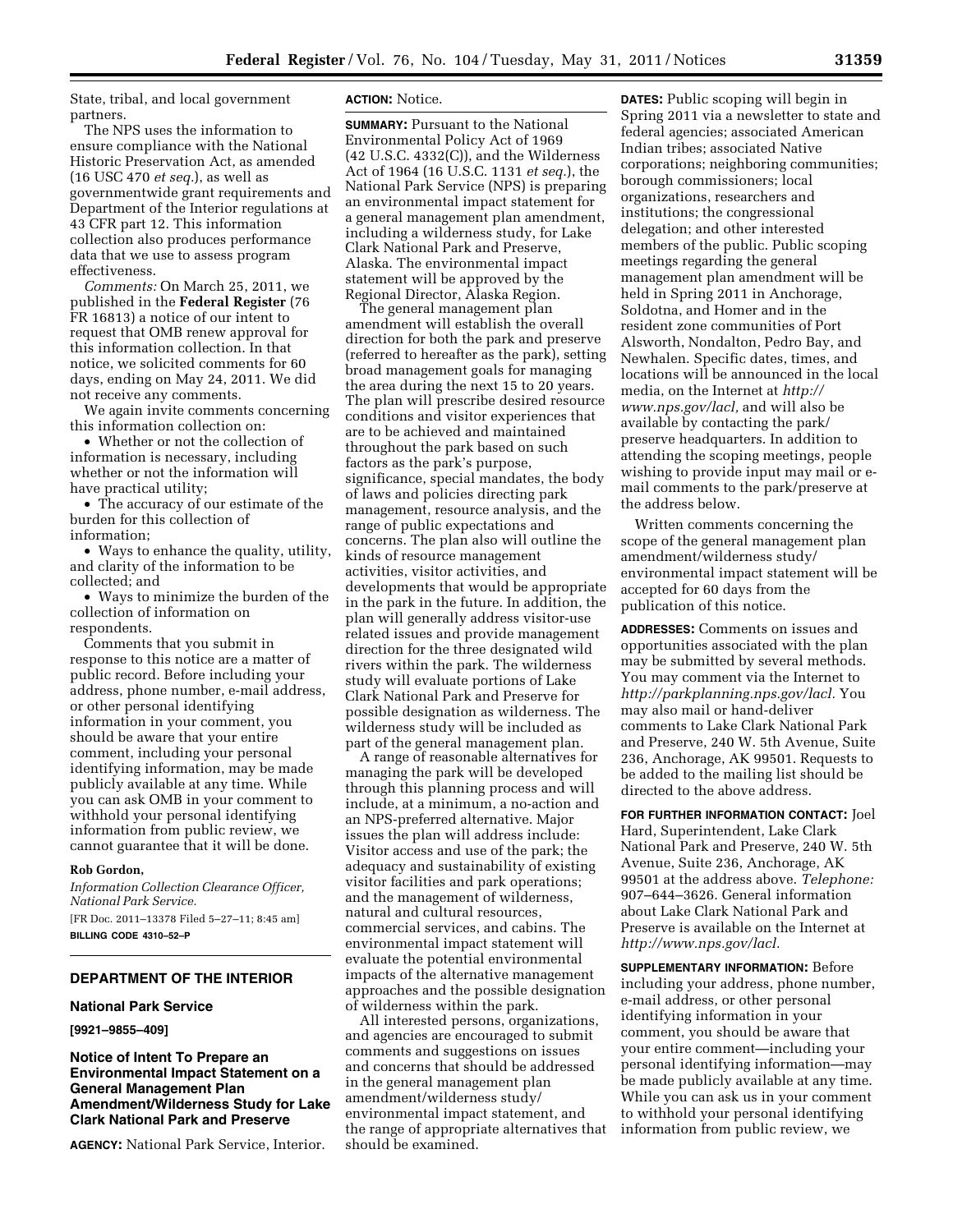State, tribal, and local government partners.

The NPS uses the information to ensure compliance with the National Historic Preservation Act, as amended (16 USC 470 *et seq.*), as well as governmentwide grant requirements and Department of the Interior regulations at 43 CFR part 12. This information collection also produces performance data that we use to assess program effectiveness.

*Comments:* On March 25, 2011, we published in the **Federal Register** (76 FR 16813) a notice of our intent to request that OMB renew approval for this information collection. In that notice, we solicited comments for 60 days, ending on May 24, 2011. We did not receive any comments.

We again invite comments concerning this information collection on:

- Whether or not the collection of information is necessary, including whether or not the information will have practical utility;
- The accuracy of our estimate of the burden for this collection of information;
- Ways to enhance the quality, utility, and clarity of the information to be collected; and
- Ways to minimize the burden of the collection of information on respondents.

Comments that you submit in response to this notice are a matter of public record. Before including your address, phone number, e-mail address, or other personal identifying information in your comment, you should be aware that your entire comment, including your personal identifying information, may be made publicly available at any time. While you can ask OMB in your comment to withhold your personal identifying information from public review, we cannot guarantee that it will be done.

**Rob Gordon,**

*Information Collection Clearance Officer, National Park Service.*

[FR Doc. 2011–13378 Filed 5–27–11; 8:45 am]

**BILLING CODE 4310–52–P**

## DEPARTMENT OF THE INTERIOR

### National Park Service

**[9921–9855–409]**

### Notice of Intent To Prepare an Environmental Impact Statement on a General Management Plan Amendment/Wilderness Study for Lake Clark National Park and Preserve

**AGENCY:** National Park Service, Interior.

**ACTION:** Notice.

**SUMMARY:** Pursuant to the National Environmental Policy Act of 1969 (42 U.S.C. 4332(C)), and the Wilderness Act of 1964 (16 U.S.C. 1131 *et seq.*), the National Park Service (NPS) is preparing an environmental impact statement for a general management plan amendment, including a wilderness study, for Lake Clark National Park and Preserve, Alaska. The environmental impact statement will be approved by the Regional Director, Alaska Region.

The general management plan amendment will establish the overall direction for both the park and preserve (referred to hereafter as the park), setting broad management goals for managing the area during the next 15 to 20 years. The plan will prescribe desired resource conditions and visitor experiences that are to be achieved and maintained throughout the park based on such factors as the park's purpose, significance, special mandates, the body of laws and policies directing park management, resource analysis, and the range of public expectations and concerns. The plan also will outline the kinds of resource management activities, visitor activities, and developments that would be appropriate in the park in the future. In addition, the plan will generally address visitor-use related issues and provide management direction for the three designated wild rivers within the park. The wilderness study will evaluate portions of Lake Clark National Park and Preserve for possible designation as wilderness. The wilderness study will be included as part of the general management plan.

A range of reasonable alternatives for managing the park will be developed through this planning process and will include, at a minimum, a no-action and an NPS-preferred alternative. Major issues the plan will address include: Visitor access and use of the park; the adequacy and sustainability of existing visitor facilities and park operations; and the management of wilderness, natural and cultural resources, commercial services, and cabins. The environmental impact statement will evaluate the potential environmental impacts of the alternative management approaches and the possible designation of wilderness within the park.

All interested persons, organizations, and agencies are encouraged to submit comments and suggestions on issues and concerns that should be addressed in the general management plan amendment/wilderness study/environmental impact statement, and the range of appropriate alternatives that should be examined.

**DATES:** Public scoping will begin in Spring 2011 via a newsletter to state and federal agencies; associated American Indian tribes; associated Native corporations; neighboring communities; borough commissioners; local organizations, researchers and institutions; the congressional delegation; and other interested members of the public. Public scoping meetings regarding the general management plan amendment will be held in Spring 2011 in Anchorage, Soldotna, and Homer and in the resident zone communities of Port Alsworth, Nondalton, Pedro Bay, and Newhalen. Specific dates, times, and locations will be announced in the local media, on the Internet at *http://www.nps.gov/lacl,* and will also be available by contacting the park/preserve headquarters. In addition to attending the scoping meetings, people wishing to provide input may mail or e-mail comments to the park/preserve at the address below.

Written comments concerning the scope of the general management plan amendment/wilderness study/environmental impact statement will be accepted for 60 days from the publication of this notice.

**ADDRESSES:** Comments on issues and opportunities associated with the plan may be submitted by several methods. You may comment via the Internet to *http://parkplanning.nps.gov/lacl.* You may also mail or hand-deliver comments to Lake Clark National Park and Preserve, 240 W. 5th Avenue, Suite 236, Anchorage, AK 99501. Requests to be added to the mailing list should be directed to the above address.

**FOR FURTHER INFORMATION CONTACT:** Joel Hard, Superintendent, Lake Clark National Park and Preserve, 240 W. 5th Avenue, Suite 236, Anchorage, AK 99501 at the address above. *Telephone:* 907–644–3626. General information about Lake Clark National Park and Preserve is available on the Internet at *http://www.nps.gov/lacl.*

**SUPPLEMENTARY INFORMATION:** Before including your address, phone number, e-mail address, or other personal identifying information in your comment, you should be aware that your entire comment—including your personal identifying information—may be made publicly available at any time. While you can ask us in your comment to withhold your personal identifying information from public review, we